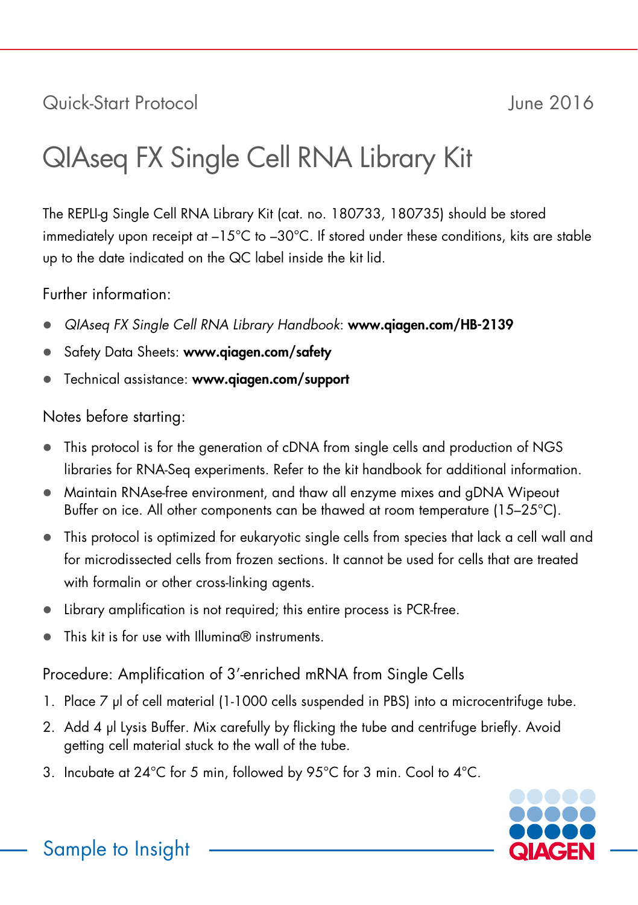Quick-Start Protocol June 2016

# QIAseq FX Single Cell RNA Library Kit

The REPLI-g Single Cell RNA Library Kit (cat. no. 180733, 180735) should be stored immediately upon receipt at –15°C to –30°C. If stored under these conditions, kits are stable up to the date indicated on the QC label inside the kit lid.

## Further information:

- *QIAseq FX Single Cell RNA Library Handbook*: **www.qiagen.com/HB-2139**
- Safety Data Sheets: **www.qiagen.com/safety**
- Technical assistance: **www.qiagen.com/support**

## Notes before starting:

- This protocol is for the generation of cDNA from single cells and production of NGS libraries for RNA-Seq experiments. Refer to the kit handbook for additional information.
- Maintain RNAse-free environment, and thaw all enzyme mixes and gDNA Wipeout Buffer on ice. All other components can be thawed at room temperature (15–25°C).
- This protocol is optimized for eukaryotic single cells from species that lack a cell wall and for microdissected cells from frozen sections. It cannot be used for cells that are treated with formalin or other cross-linking agents.
- Library amplification is not required; this entire process is PCR-free.
- This kit is for use with Illumina® instruments.

## Procedure: Amplification of 3′-enriched mRNA from Single Cells

1. Place 7 µl of cell material (1-1000 cells suspended in PBS) into a microcentrifuge tube.
2. Add 4 µl Lysis Buffer. Mix carefully by flicking the tube and centrifuge briefly. Avoid getting cell material stuck to the wall of the tube.
3. Incubate at 24°C for 5 min, followed by 95°C for 3 min. Cool to 4°C.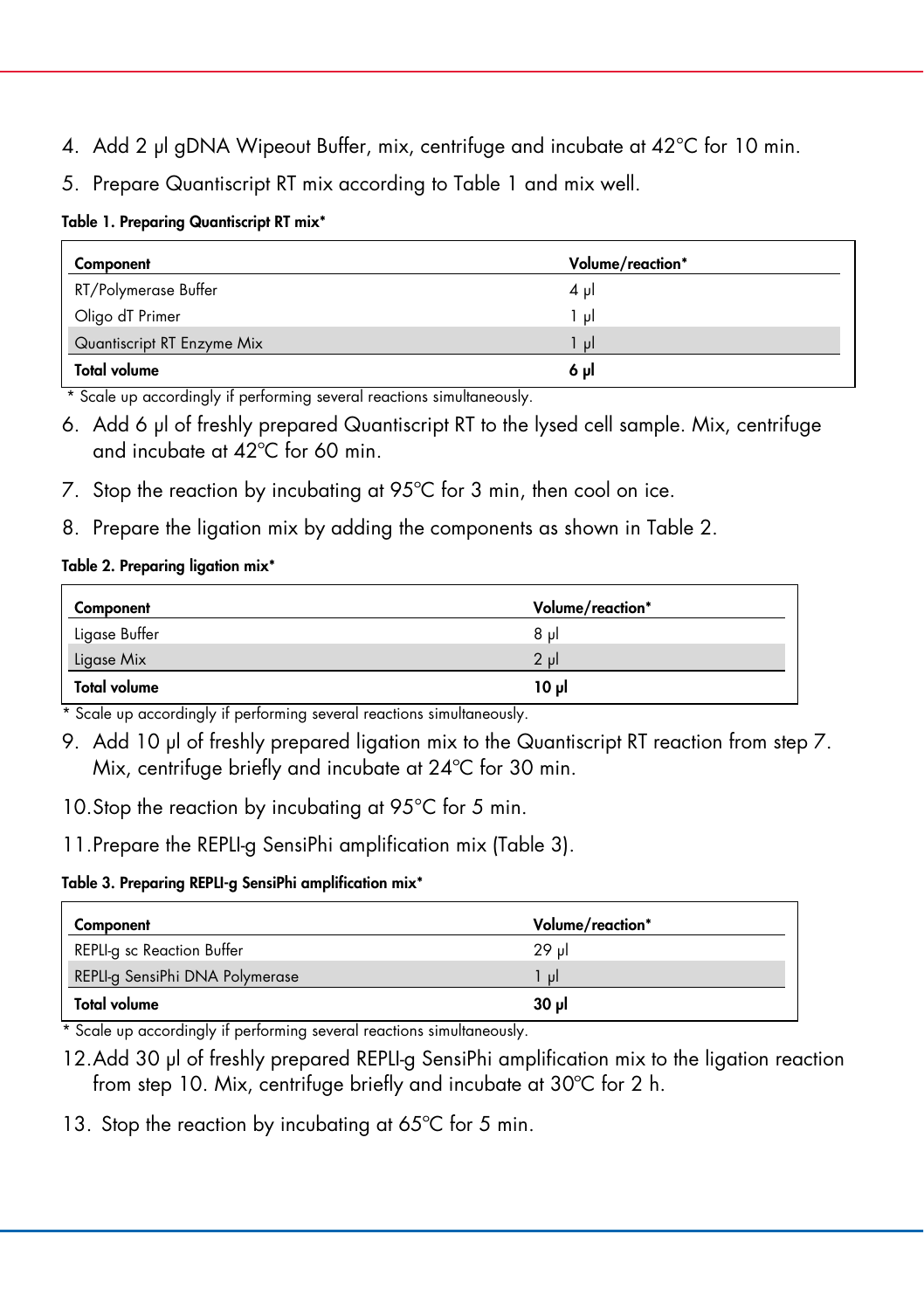4. Add 2 µl gDNA Wipeout Buffer, mix, centrifuge and incubate at 42°C for 10 min.
5. Prepare Quantiscript RT mix according to Table 1 and mix well.

**Table 1. Preparing Quantiscript RT mix***

| Component | Volume/reaction* |
|---|---|
| RT/Polymerase Buffer | 4 µl |
| Oligo dT Primer | 1 µl |
| Quantiscript RT Enzyme Mix | 1 µl |
| **Total volume** | **6 µl** |

* Scale up accordingly if performing several reactions simultaneously.

6. Add 6 µl of freshly prepared Quantiscript RT to the lysed cell sample. Mix, centrifuge and incubate at 42°C for 60 min.
7. Stop the reaction by incubating at 95°C for 3 min, then cool on ice.
8. Prepare the ligation mix by adding the components as shown in Table 2.

**Table 2. Preparing ligation mix***

| Component | Volume/reaction* |
|---|---|
| Ligase Buffer | 8 µl |
| Ligase Mix | 2 µl |
| **Total volume** | **10 µl** |

* Scale up accordingly if performing several reactions simultaneously.

9. Add 10 µl of freshly prepared ligation mix to the Quantiscript RT reaction from step 7. Mix, centrifuge briefly and incubate at 24°C for 30 min.
10. Stop the reaction by incubating at 95°C for 5 min.
11. Prepare the REPLI-g SensiPhi amplification mix (Table 3).

**Table 3. Preparing REPLI-g SensiPhi amplification mix***

| Component | Volume/reaction* |
|---|---|
| REPLI-g sc Reaction Buffer | 29 µl |
| REPLI-g SensiPhi DNA Polymerase | 1 µl |
| **Total volume** | **30 µl** |

* Scale up accordingly if performing several reactions simultaneously.

12. Add 30 µl of freshly prepared REPLI-g SensiPhi amplification mix to the ligation reaction from step 10. Mix, centrifuge briefly and incubate at 30°C for 2 h.
13. Stop the reaction by incubating at 65°C for 5 min.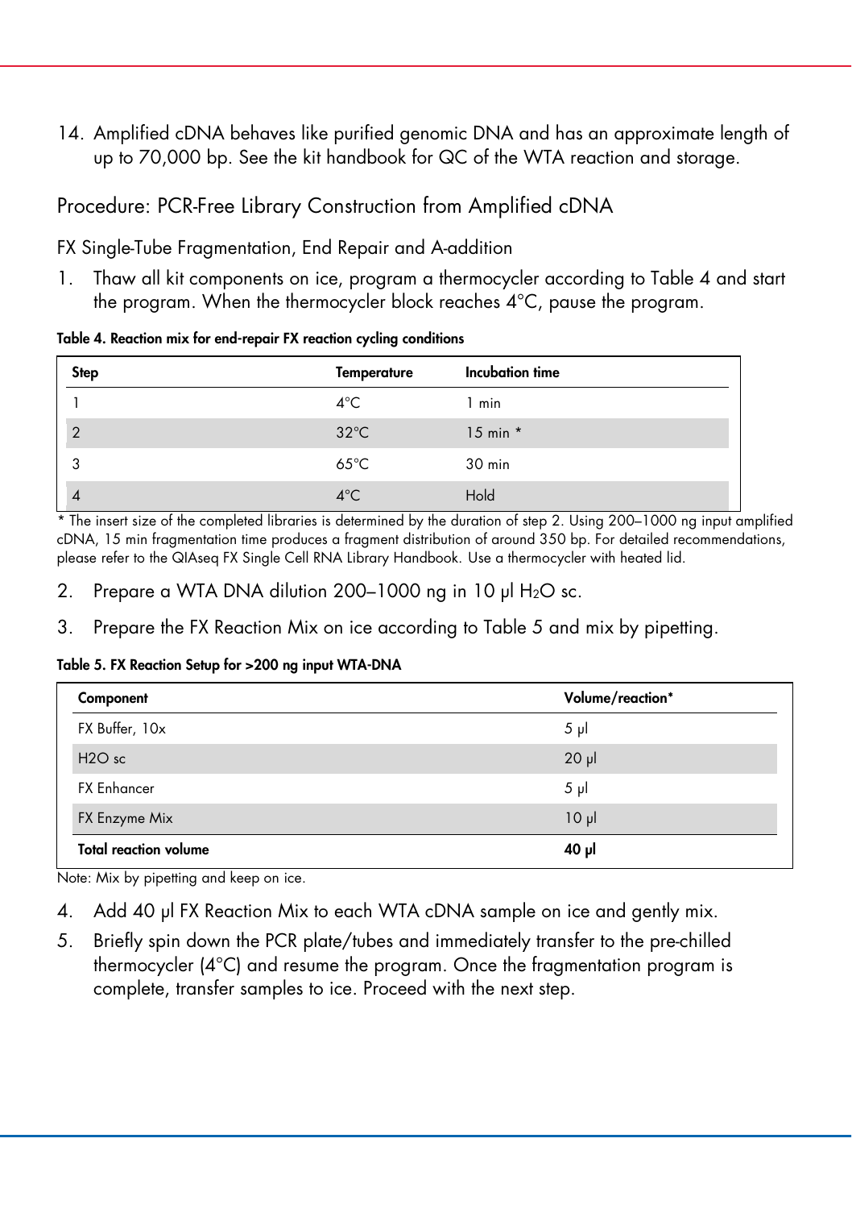14. Amplified cDNA behaves like purified genomic DNA and has an approximate length of up to 70,000 bp. See the kit handbook for QC of the WTA reaction and storage.

## Procedure: PCR-Free Library Construction from Amplified cDNA

### FX Single-Tube Fragmentation, End Repair and A-addition

1. Thaw all kit components on ice, program a thermocycler according to Table 4 and start the program. When the thermocycler block reaches 4°C, pause the program.

**Table 4. Reaction mix for end-repair FX reaction cycling conditions**

| Step | Temperature | Incubation time |
|---|---|---|
| 1 | 4°C | 1 min |
| 2 | 32°C | 15 min * |
| 3 | 65°C | 30 min |
| 4 | 4°C | Hold |

* The insert size of the completed libraries is determined by the duration of step 2. Using 200–1000 ng input amplified cDNA, 15 min fragmentation time produces a fragment distribution of around 350 bp. For detailed recommendations, please refer to the QIAseq FX Single Cell RNA Library Handbook. Use a thermocycler with heated lid.

2. Prepare a WTA DNA dilution 200–1000 ng in 10 µl $H_2O$ sc.
3. Prepare the FX Reaction Mix on ice according to Table 5 and mix by pipetting.

**Table 5. FX Reaction Setup for >200 ng input WTA-DNA**

| Component | Volume/reaction* |
|---|---|
| FX Buffer, 10x | 5 µl |
| H2O sc | 20 µl |
| FX Enhancer | 5 µl |
| FX Enzyme Mix | 10 µl |
| **Total reaction volume** | **40 µl** |

Note: Mix by pipetting and keep on ice.

4. Add 40 µl FX Reaction Mix to each WTA cDNA sample on ice and gently mix.
5. Briefly spin down the PCR plate/tubes and immediately transfer to the pre-chilled thermocycler (4°C) and resume the program. Once the fragmentation program is complete, transfer samples to ice. Proceed with the next step.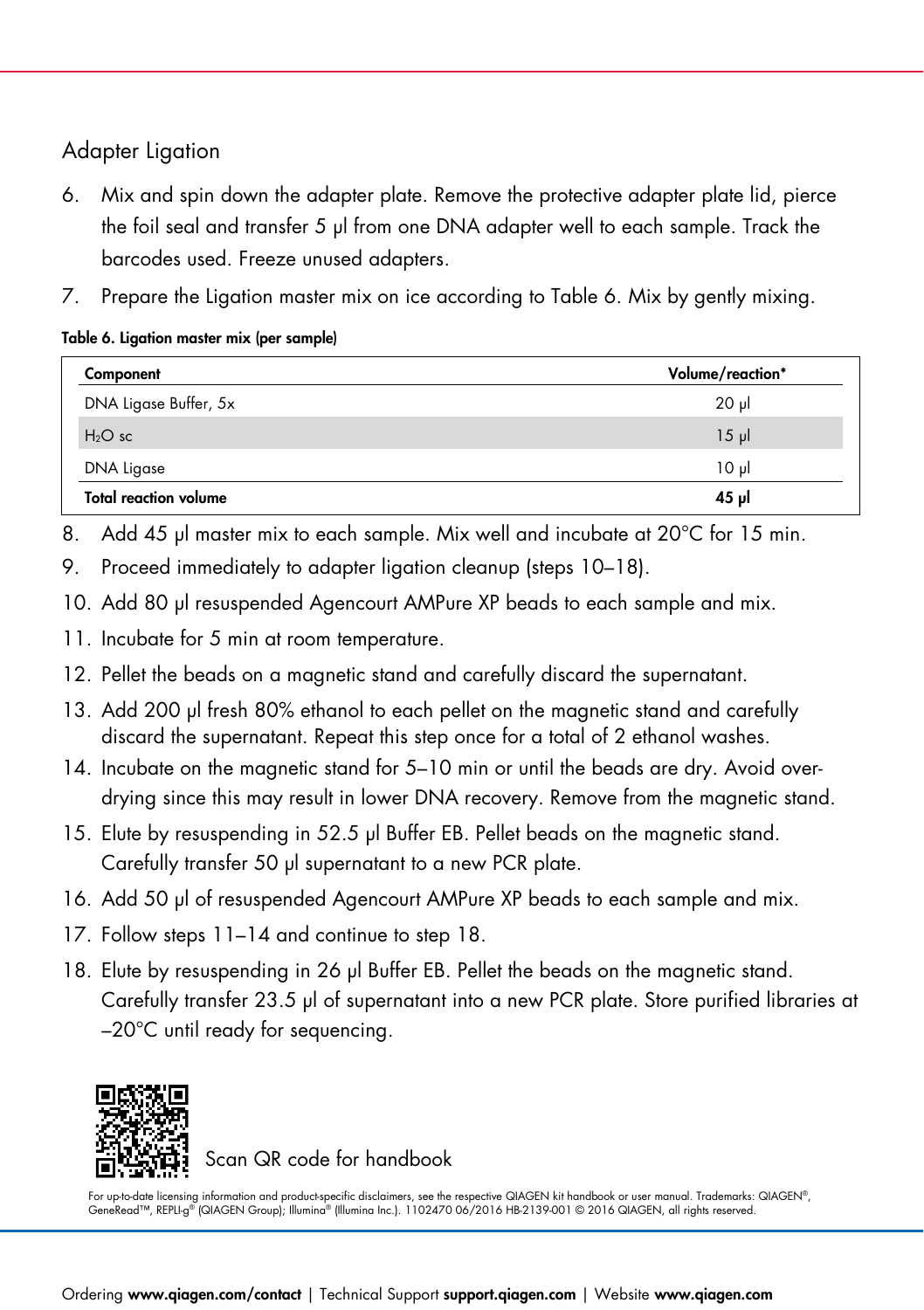## Adapter Ligation

6. Mix and spin down the adapter plate. Remove the protective adapter plate lid, pierce the foil seal and transfer 5 µl from one DNA adapter well to each sample. Track the barcodes used. Freeze unused adapters.
7. Prepare the Ligation master mix on ice according to Table 6. Mix by gently mixing.

**Table 6. Ligation master mix (per sample)**

| Component | Volume/reaction* |
|---|---|
| DNA Ligase Buffer, 5x | 20 µl |
| $H_2O$ sc | 15 µl |
| DNA Ligase | 10 µl |
| **Total reaction volume** | **45 µl** |

8. Add 45 µl master mix to each sample. Mix well and incubate at 20°C for 15 min.
9. Proceed immediately to adapter ligation cleanup (steps 10–18).
10. Add 80 µl resuspended Agencourt AMPure XP beads to each sample and mix.
11. Incubate for 5 min at room temperature.
12. Pellet the beads on a magnetic stand and carefully discard the supernatant.
13. Add 200 µl fresh 80% ethanol to each pellet on the magnetic stand and carefully discard the supernatant. Repeat this step once for a total of 2 ethanol washes.
14. Incubate on the magnetic stand for 5–10 min or until the beads are dry. Avoid over-drying since this may result in lower DNA recovery. Remove from the magnetic stand.
15. Elute by resuspending in 52.5 µl Buffer EB. Pellet beads on the magnetic stand. Carefully transfer 50 µl supernatant to a new PCR plate.
16. Add 50 µl of resuspended Agencourt AMPure XP beads to each sample and mix.
17. Follow steps 11–14 and continue to step 18.
18. Elute by resuspending in 26 µl Buffer EB. Pellet the beads on the magnetic stand. Carefully transfer 23.5 µl of supernatant into a new PCR plate. Store purified libraries at –20°C until ready for sequencing.

Scan QR code for handbook

For up-to-date licensing information and product-specific disclaimers, see the respective QIAGEN kit handbook or user manual. Trademarks: QIAGEN®, GeneRead™, REPLI-g® (QIAGEN Group); Illumina® (Illumina Inc.). 1102470 06/2016 HB-2139-001 © 2016 QIAGEN, all rights reserved.

Ordering **www.qiagen.com/contact** | Technical Support **support.qiagen.com** | Website **www.qiagen.com**